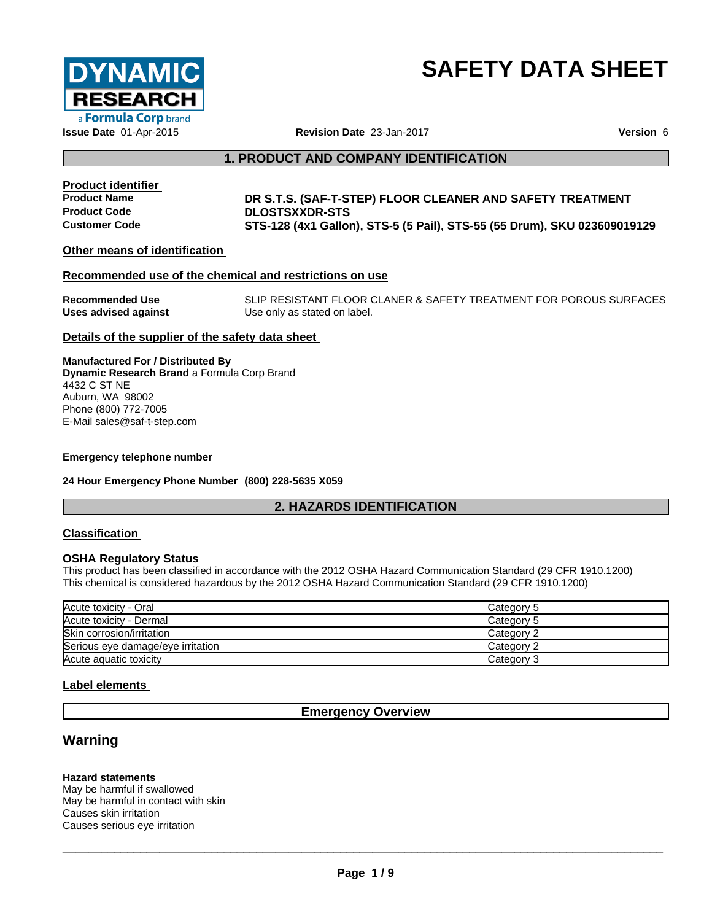# SAFETY DATA SHEET

**Issue Date** 01-Apr-2015 **Revision Date** 23-Jan-2017 **Version** 6

## 1. PRODUCT AND COMPANY IDENTIFICATION

### Product identifier

**Product Name** **DR S.T.S. (SAF-T-STEP) FLOOR CLEANER AND SAFETY TREATMENT**
**Product Code** **DLOSTSXXDR-STS**
**Customer Code** **STS-128 (4x1 Gallon), STS-5 (5 Pail), STS-55 (55 Drum), SKU 023609019129**

### Other means of identification

### Recommended use of the chemical and restrictions on use

**Recommended Use** SLIP RESISTANT FLOOR CLANER & SAFETY TREATMENT FOR POROUS SURFACES
**Uses advised against** Use only as stated on label.

### Details of the supplier of the safety data sheet

**Manufactured For / Distributed By**
**Dynamic Research Brand** a Formula Corp Brand
4432 C ST NE
Auburn, WA 98002
Phone (800) 772-7005
E-Mail sales@saf-t-step.com

### Emergency telephone number

**24 Hour Emergency Phone Number (800) 228-5635 X059**

## 2. HAZARDS IDENTIFICATION

### Classification

**OSHA Regulatory Status**
This product has been classified in accordance with the 2012 OSHA Hazard Communication Standard (29 CFR 1910.1200)
This chemical is considered hazardous by the 2012 OSHA Hazard Communication Standard (29 CFR 1910.1200)

| | |
|---|---|
| Acute toxicity - Oral | Category 5 |
| Acute toxicity - Dermal | Category 5 |
| Skin corrosion/irritation | Category 2 |
| Serious eye damage/eye irritation | Category 2 |
| Acute aquatic toxicity | Category 3 |

### Label elements

**Emergency Overview**

## Warning

**Hazard statements**
May be harmful if swallowed
May be harmful in contact with skin
Causes skin irritation
Causes serious eye irritation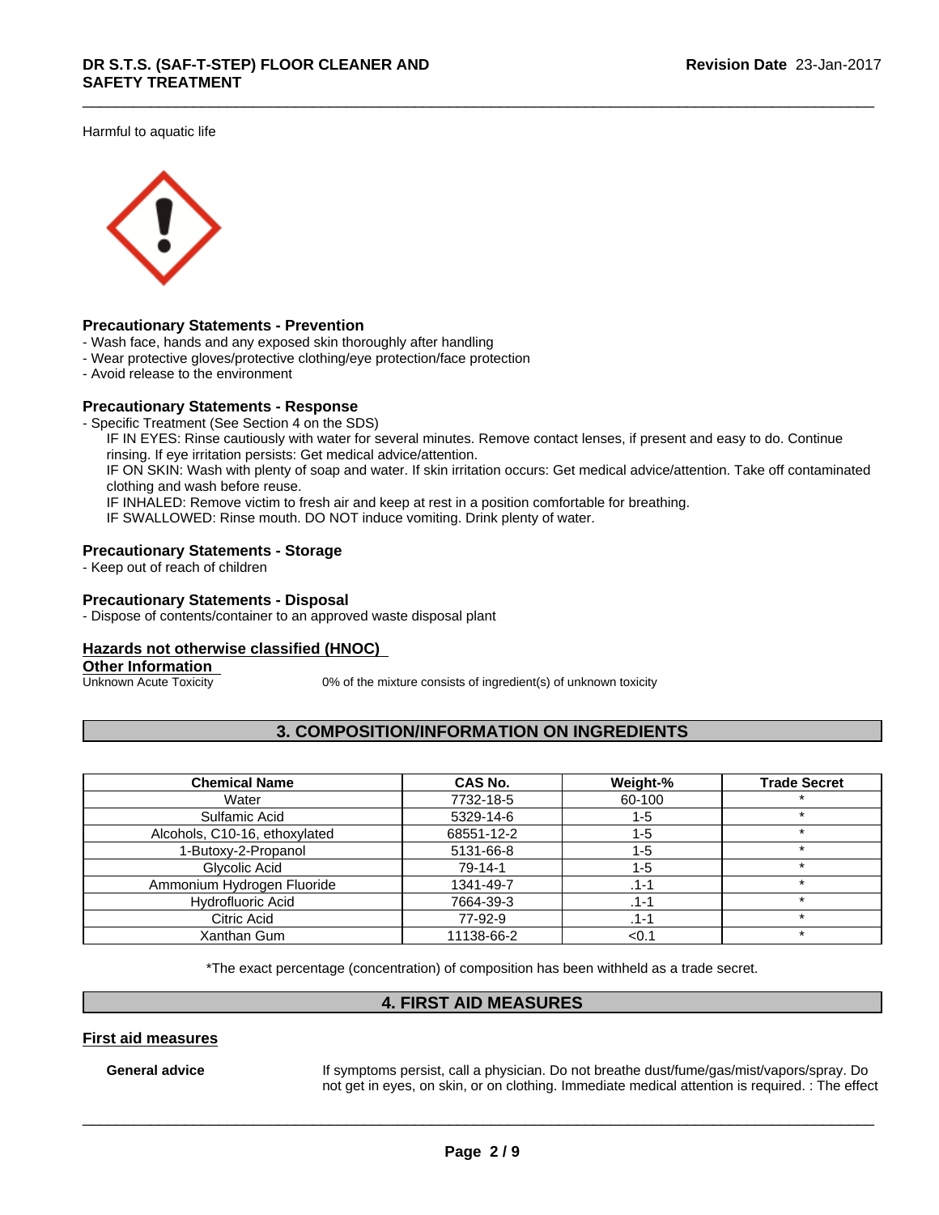Harmful to aquatic life

### Precautionary Statements - Prevention

- Wash face, hands and any exposed skin thoroughly after handling
- Wear protective gloves/protective clothing/eye protection/face protection
- Avoid release to the environment

### Precautionary Statements - Response

- Specific Treatment (See Section 4 on the SDS)

  IF IN EYES: Rinse cautiously with water for several minutes. Remove contact lenses, if present and easy to do. Continue rinsing. If eye irritation persists: Get medical advice/attention.

  IF ON SKIN: Wash with plenty of soap and water. If skin irritation occurs: Get medical advice/attention. Take off contaminated clothing and wash before reuse.

  IF INHALED: Remove victim to fresh air and keep at rest in a position comfortable for breathing.

  IF SWALLOWED: Rinse mouth. DO NOT induce vomiting. Drink plenty of water.

### Precautionary Statements - Storage

- Keep out of reach of children

### Precautionary Statements - Disposal

- Dispose of contents/container to an approved waste disposal plant

### Hazards not otherwise classified (HNOC)

### Other Information

Unknown Acute Toxicity 0% of the mixture consists of ingredient(s) of unknown toxicity

## 3. COMPOSITION/INFORMATION ON INGREDIENTS

| Chemical Name | CAS No. | Weight-% | Trade Secret |
|---|---|---|---|
| Water | 7732-18-5 | 60-100 | * |
| Sulfamic Acid | 5329-14-6 | 1-5 | * |
| Alcohols, C10-16, ethoxylated | 68551-12-2 | 1-5 | * |
| 1-Butoxy-2-Propanol | 5131-66-8 | 1-5 | * |
| Glycolic Acid | 79-14-1 | 1-5 | * |
| Ammonium Hydrogen Fluoride | 1341-49-7 | .1-1 | * |
| Hydrofluoric Acid | 7664-39-3 | .1-1 | * |
| Citric Acid | 77-92-9 | .1-1 | * |
| Xanthan Gum | 11138-66-2 | <0.1 | * |

*The exact percentage (concentration) of composition has been withheld as a trade secret.

## 4. FIRST AID MEASURES

### First aid measures

**General advice** If symptoms persist, call a physician. Do not breathe dust/fume/gas/mist/vapors/spray. Do not get in eyes, on skin, or on clothing. Immediate medical attention is required. : The effect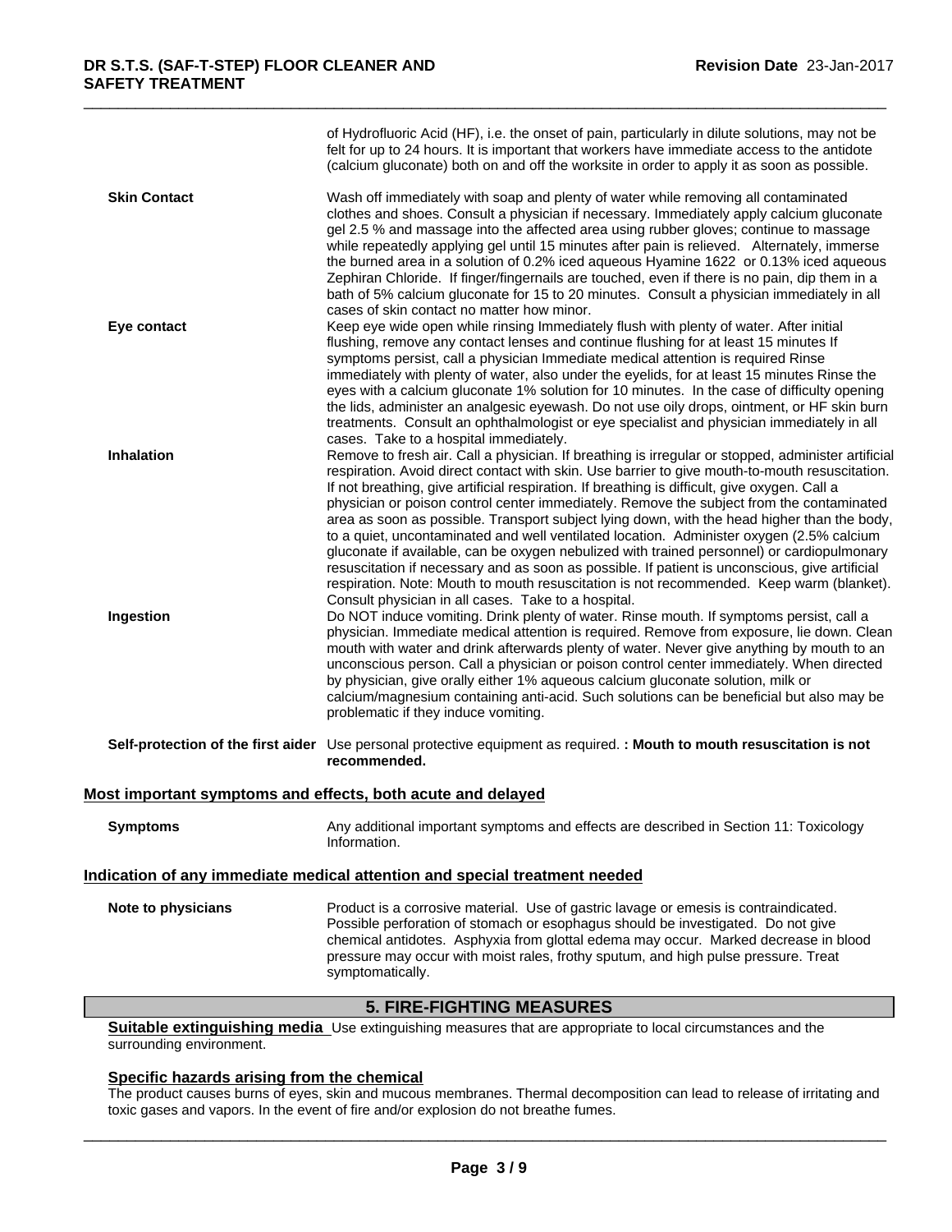of Hydrofluoric Acid (HF), i.e. the onset of pain, particularly in dilute solutions, may not be felt for up to 24 hours. It is important that workers have immediate access to the antidote (calcium gluconate) both on and off the worksite in order to apply it as soon as possible.

**Skin Contact**
Wash off immediately with soap and plenty of water while removing all contaminated clothes and shoes. Consult a physician if necessary. Immediately apply calcium gluconate gel 2.5 % and massage into the affected area using rubber gloves; continue to massage while repeatedly applying gel until 15 minutes after pain is relieved. Alternately, immerse the burned area in a solution of 0.2% iced aqueous Hyamine 1622 or 0.13% iced aqueous Zephiran Chloride. If finger/fingernails are touched, even if there is no pain, dip them in a bath of 5% calcium gluconate for 15 to 20 minutes. Consult a physician immediately in all cases of skin contact no matter how minor.

**Eye contact**
Keep eye wide open while rinsing Immediately flush with plenty of water. After initial flushing, remove any contact lenses and continue flushing for at least 15 minutes If symptoms persist, call a physician Immediate medical attention is required Rinse immediately with plenty of water, also under the eyelids, for at least 15 minutes Rinse the eyes with a calcium gluconate 1% solution for 10 minutes. In the case of difficulty opening the lids, administer an analgesic eyewash. Do not use oily drops, ointment, or HF skin burn treatments. Consult an ophthalmologist or eye specialist and physician immediately in all cases. Take to a hospital immediately.

**Inhalation**
Remove to fresh air. Call a physician. If breathing is irregular or stopped, administer artificial respiration. Avoid direct contact with skin. Use barrier to give mouth-to-mouth resuscitation. If not breathing, give artificial respiration. If breathing is difficult, give oxygen. Call a physician or poison control center immediately. Remove the subject from the contaminated area as soon as possible. Transport subject lying down, with the head higher than the body, to a quiet, uncontaminated and well ventilated location. Administer oxygen (2.5% calcium gluconate if available, can be oxygen nebulized with trained personnel) or cardiopulmonary resuscitation if necessary and as soon as possible. If patient is unconscious, give artificial respiration. Note: Mouth to mouth resuscitation is not recommended. Keep warm (blanket). Consult physician in all cases. Take to a hospital.

**Ingestion**
Do NOT induce vomiting. Drink plenty of water. Rinse mouth. If symptoms persist, call a physician. Immediate medical attention is required. Remove from exposure, lie down. Clean mouth with water and drink afterwards plenty of water. Never give anything by mouth to an unconscious person. Call a physician or poison control center immediately. When directed by physician, give orally either 1% aqueous calcium gluconate solution, milk or calcium/magnesium containing anti-acid. Such solutions can be beneficial but also may be problematic if they induce vomiting.

**Self-protection of the first aider**
Use personal protective equipment as required. **: Mouth to mouth resuscitation is not recommended.**

## Most important symptoms and effects, both acute and delayed

**Symptoms**
Any additional important symptoms and effects are described in Section 11: Toxicology Information.

## Indication of any immediate medical attention and special treatment needed

**Note to physicians**
Product is a corrosive material. Use of gastric lavage or emesis is contraindicated. Possible perforation of stomach or esophagus should be investigated. Do not give chemical antidotes. Asphyxia from glottal edema may occur. Marked decrease in blood pressure may occur with moist rales, frothy sputum, and high pulse pressure. Treat symptomatically.

# 5. FIRE-FIGHTING MEASURES

**Suitable extinguishing media** Use extinguishing measures that are appropriate to local circumstances and the surrounding environment.

## Specific hazards arising from the chemical

The product causes burns of eyes, skin and mucous membranes. Thermal decomposition can lead to release of irritating and toxic gases and vapors. In the event of fire and/or explosion do not breathe fumes.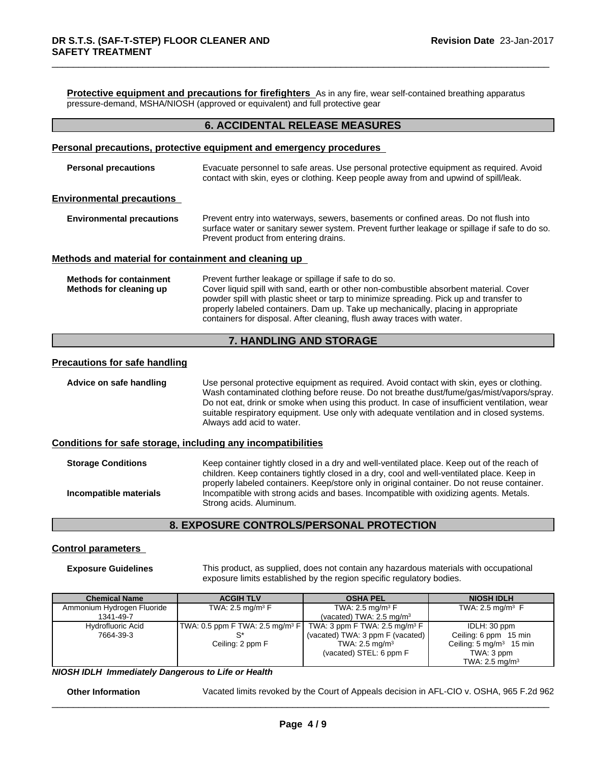**Protective equipment and precautions for firefighters** As in any fire, wear self-contained breathing apparatus pressure-demand, MSHA/NIOSH (approved or equivalent) and full protective gear

## 6. ACCIDENTAL RELEASE MEASURES

### Personal precautions, protective equipment and emergency procedures

**Personal precautions** Evacuate personnel to safe areas. Use personal protective equipment as required. Avoid contact with skin, eyes or clothing. Keep people away from and upwind of spill/leak.

### Environmental precautions

**Environmental precautions** Prevent entry into waterways, sewers, basements or confined areas. Do not flush into surface water or sanitary sewer system. Prevent further leakage or spillage if safe to do so. Prevent product from entering drains.

### Methods and material for containment and cleaning up

**Methods for containment** Prevent further leakage or spillage if safe to do so.

**Methods for cleaning up** Cover liquid spill with sand, earth or other non-combustible absorbent material. Cover powder spill with plastic sheet or tarp to minimize spreading. Pick up and transfer to properly labeled containers. Dam up. Take up mechanically, placing in appropriate containers for disposal. After cleaning, flush away traces with water.

## 7. HANDLING AND STORAGE

### Precautions for safe handling

**Advice on safe handling** Use personal protective equipment as required. Avoid contact with skin, eyes or clothing. Wash contaminated clothing before reuse. Do not breathe dust/fume/gas/mist/vapors/spray. Do not eat, drink or smoke when using this product. In case of insufficient ventilation, wear suitable respiratory equipment. Use only with adequate ventilation and in closed systems. Always add acid to water.

### Conditions for safe storage, including any incompatibilities

**Storage Conditions** Keep container tightly closed in a dry and well-ventilated place. Keep out of the reach of children. Keep containers tightly closed in a dry, cool and well-ventilated place. Keep in properly labeled containers. Keep/store only in original container. Do not reuse container.

**Incompatible materials** Incompatible with strong acids and bases. Incompatible with oxidizing agents. Metals. Strong acids. Aluminum.

## 8. EXPOSURE CONTROLS/PERSONAL PROTECTION

### Control parameters

**Exposure Guidelines** This product, as supplied, does not contain any hazardous materials with occupational exposure limits established by the region specific regulatory bodies.

| Chemical Name | ACGIH TLV | OSHA PEL | NIOSH IDLH |
|---|---|---|---|
| Ammonium Hydrogen Fluoride 1341-49-7 | TWA: 2.5 mg/m³ F | TWA: 2.5 mg/m³ F (vacated) TWA: 2.5 mg/m³ | TWA: 2.5 mg/m³ F |
| Hydrofluoric Acid 7664-39-3 | TWA: 0.5 ppm F TWA: 2.5 mg/m³ F S* Ceiling: 2 ppm F | TWA: 3 ppm F TWA: 2.5 mg/m³ F (vacated) TWA: 3 ppm F (vacated) TWA: 2.5 mg/m³ (vacated) STEL: 6 ppm F | IDLH: 30 ppm Ceiling: 6 ppm 15 min Ceiling: 5 mg/m³ 15 min TWA: 3 ppm TWA: 2.5 mg/m³ |

***NIOSH IDLH Immediately Dangerous to Life or Health***

**Other Information** Vacated limits revoked by the Court of Appeals decision in AFL-CIO v. OSHA, 965 F.2d 962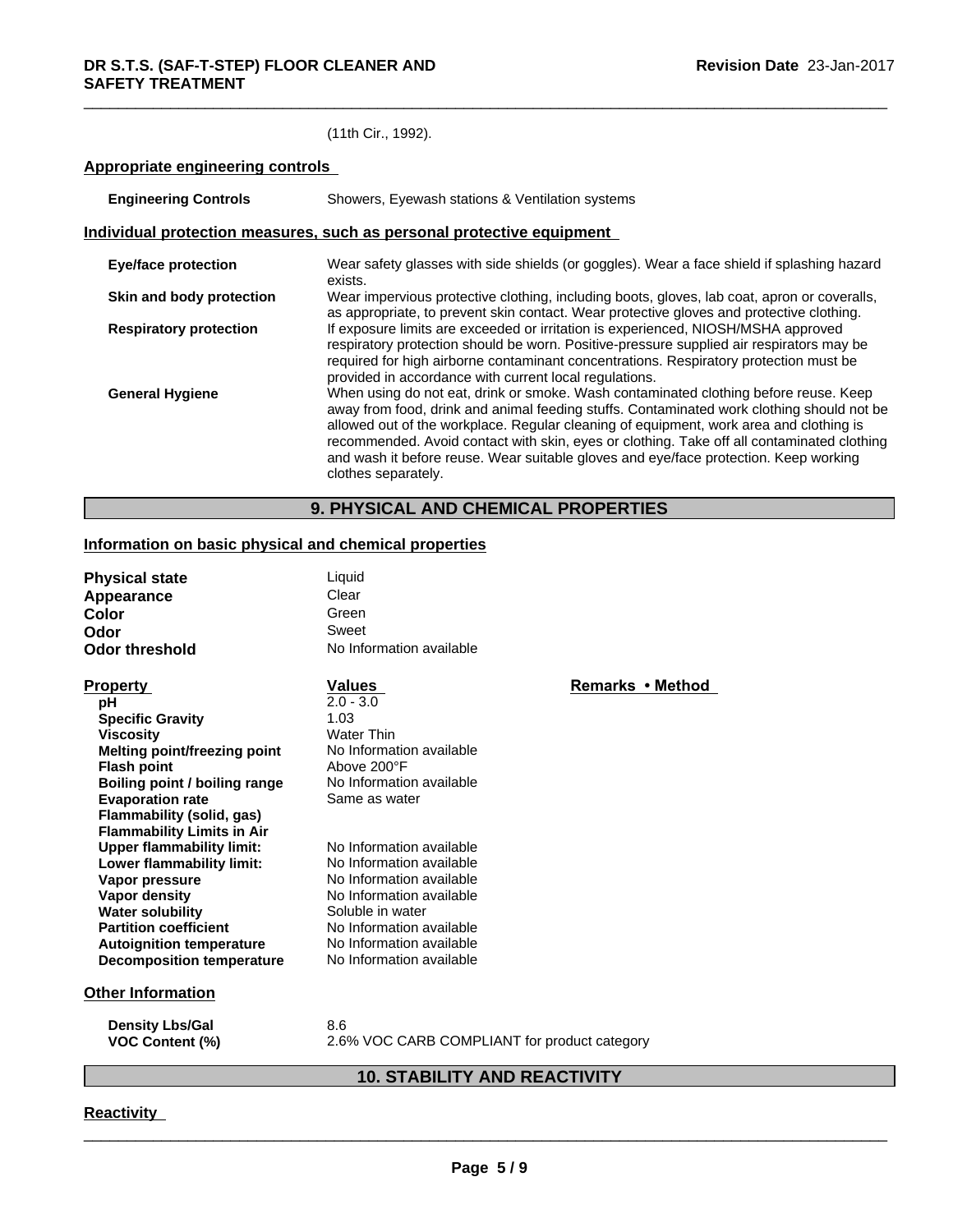(11th Cir., 1992).

### Appropriate engineering controls

| | |
|---|---|
| **Engineering Controls** | Showers, Eyewash stations & Ventilation systems |

### Individual protection measures, such as personal protective equipment

| | |
|---|---|
| **Eye/face protection** | Wear safety glasses with side shields (or goggles). Wear a face shield if splashing hazard exists. |
| **Skin and body protection** | Wear impervious protective clothing, including boots, gloves, lab coat, apron or coveralls, as appropriate, to prevent skin contact. Wear protective gloves and protective clothing. |
| **Respiratory protection** | If exposure limits are exceeded or irritation is experienced, NIOSH/MSHA approved respiratory protection should be worn. Positive-pressure supplied air respirators may be required for high airborne contaminant concentrations. Respiratory protection must be provided in accordance with current local regulations. |
| **General Hygiene** | When using do not eat, drink or smoke. Wash contaminated clothing before reuse. Keep away from food, drink and animal feeding stuffs. Contaminated work clothing should not be allowed out of the workplace. Regular cleaning of equipment, work area and clothing is recommended. Avoid contact with skin, eyes or clothing. Take off all contaminated clothing and wash it before reuse. Wear suitable gloves and eye/face protection. Keep working clothes separately. |

## 9. PHYSICAL AND CHEMICAL PROPERTIES

### Information on basic physical and chemical properties

| | |
|---|---|
| **Physical state** | Liquid |
| **Appearance** | Clear |
| **Color** | Green |
| **Odor** | Sweet |
| **Odor threshold** | No Information available |

| Property | Values | Remarks • Method |
|---|---|---|
| **pH** | 2.0 - 3.0 | |
| **Specific Gravity** | 1.03 | |
| **Viscosity** | Water Thin | |
| **Melting point/freezing point** | No Information available | |
| **Flash point** | Above 200°F | |
| **Boiling point / boiling range** | No Information available | |
| **Evaporation rate** | Same as water | |
| **Flammability (solid, gas)** | | |
| **Flammability Limits in Air** | | |
| **Upper flammability limit:** | No Information available | |
| **Lower flammability limit:** | No Information available | |
| **Vapor pressure** | No Information available | |
| **Vapor density** | No Information available | |
| **Water solubility** | Soluble in water | |
| **Partition coefficient** | No Information available | |
| **Autoignition temperature** | No Information available | |
| **Decomposition temperature** | No Information available | |

### Other Information

| | |
|---|---|
| **Density Lbs/Gal** | 8.6 |
| **VOC Content (%)** | 2.6% VOC CARB COMPLIANT for product category |

## 10. STABILITY AND REACTIVITY

### Reactivity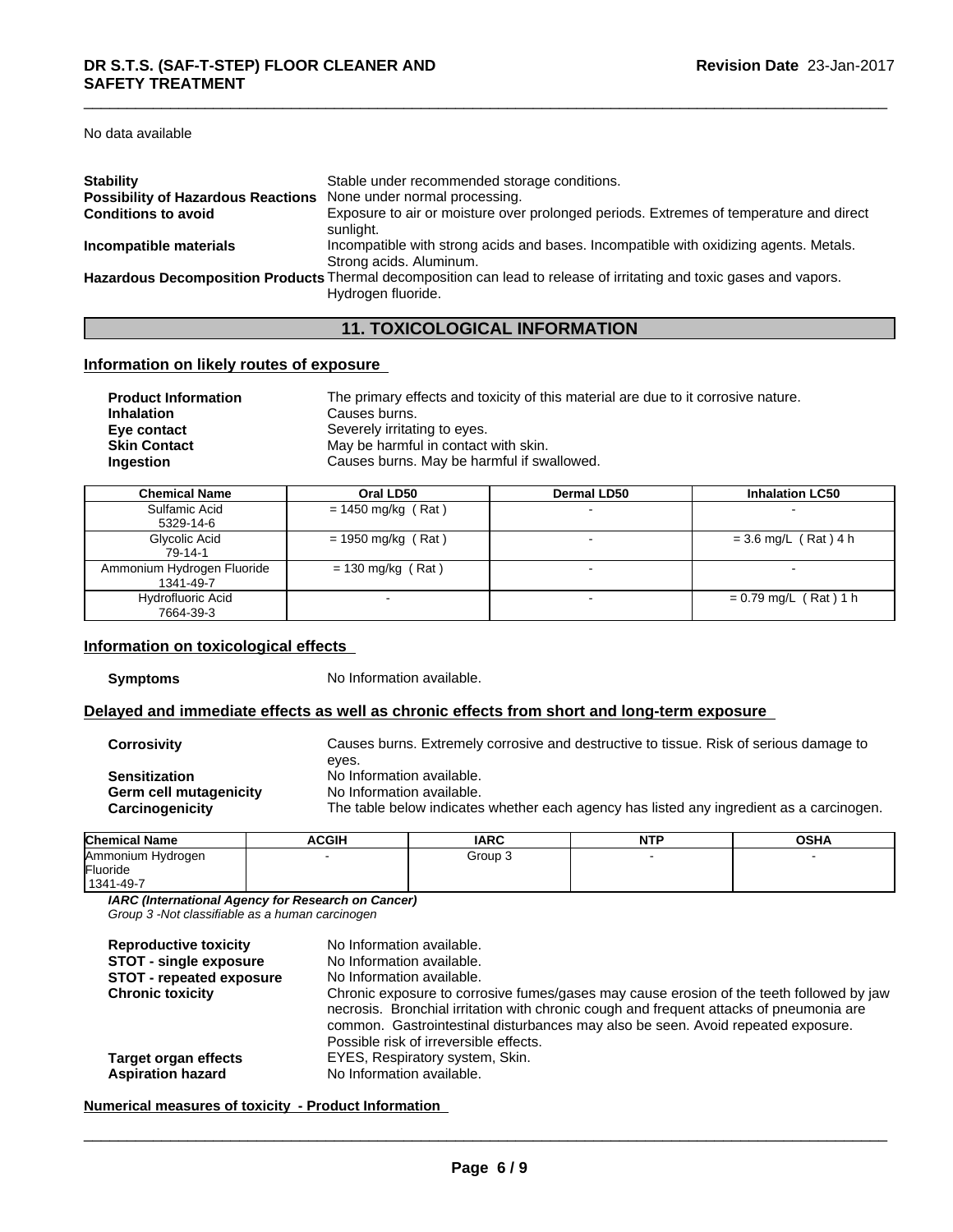No data available

| | |
|---|---|
| **Stability** | Stable under recommended storage conditions. |
| **Possibility of Hazardous Reactions** | None under normal processing. |
| **Conditions to avoid** | Exposure to air or moisture over prolonged periods. Extremes of temperature and direct sunlight. |
| **Incompatible materials** | Incompatible with strong acids and bases. Incompatible with oxidizing agents. Metals. Strong acids. Aluminum. |
| **Hazardous Decomposition Products** | Thermal decomposition can lead to release of irritating and toxic gases and vapors. Hydrogen fluoride. |

## 11. TOXICOLOGICAL INFORMATION

### Information on likely routes of exposure

| | |
|---|---|
| **Product Information** | The primary effects and toxicity of this material are due to it corrosive nature. |
| **Inhalation** | Causes burns. |
| **Eye contact** | Severely irritating to eyes. |
| **Skin Contact** | May be harmful in contact with skin. |
| **Ingestion** | Causes burns. May be harmful if swallowed. |

| Chemical Name | Oral LD50 | Dermal LD50 | Inhalation LC50 |
|---|---|---|---|
| Sulfamic Acid<br>5329-14-6 | = 1450 mg/kg ( Rat ) | - | - |
| Glycolic Acid<br>79-14-1 | = 1950 mg/kg ( Rat ) | - | = 3.6 mg/L ( Rat ) 4 h |
| Ammonium Hydrogen Fluoride<br>1341-49-7 | = 130 mg/kg ( Rat ) | - | - |
| Hydrofluoric Acid<br>7664-39-3 | - | - | = 0.79 mg/L ( Rat ) 1 h |

### Information on toxicological effects

| | |
|---|---|
| **Symptoms** | No Information available. |

### Delayed and immediate effects as well as chronic effects from short and long-term exposure

| | |
|---|---|
| **Corrosivity** | Causes burns. Extremely corrosive and destructive to tissue. Risk of serious damage to eyes. |
| **Sensitization** | No Information available. |
| **Germ cell mutagenicity** | No Information available. |
| **Carcinogenicity** | The table below indicates whether each agency has listed any ingredient as a carcinogen. |

| Chemical Name | ACGIH | IARC | NTP | OSHA |
|---|---|---|---|---|
| Ammonium Hydrogen Fluoride<br>1341-49-7 | - | Group 3 | - | - |

***IARC (International Agency for Research on Cancer)***
*Group 3 -Not classifiable as a human carcinogen*

| | |
|---|---|
| **Reproductive toxicity** | No Information available. |
| **STOT - single exposure** | No Information available. |
| **STOT - repeated exposure** | No Information available. |
| **Chronic toxicity** | Chronic exposure to corrosive fumes/gases may cause erosion of the teeth followed by jaw necrosis. Bronchial irritation with chronic cough and frequent attacks of pneumonia are common. Gastrointestinal disturbances may also be seen. Avoid repeated exposure. Possible risk of irreversible effects. |
| **Target organ effects** | EYES, Respiratory system, Skin. |
| **Aspiration hazard** | No Information available. |

### Numerical measures of toxicity - Product Information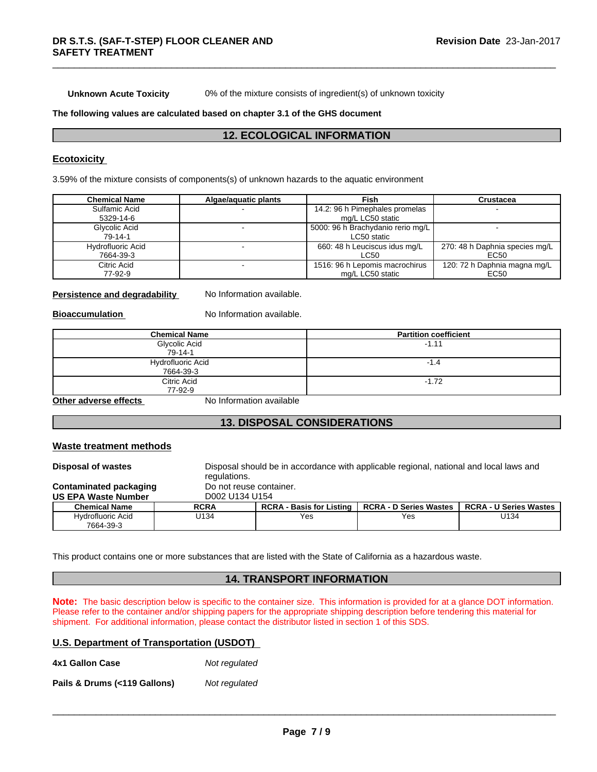**Unknown Acute Toxicity** 0% of the mixture consists of ingredient(s) of unknown toxicity

**The following values are calculated based on chapter 3.1 of the GHS document**

## 12. ECOLOGICAL INFORMATION

### Ecotoxicity

3.59% of the mixture consists of components(s) of unknown hazards to the aquatic environment

| Chemical Name | Algae/aquatic plants | Fish | Crustacea |
|---|---|---|---|
| Sulfamic Acid 5329-14-6 | - | 14.2: 96 h Pimephales promelas mg/L LC50 static | - |
| Glycolic Acid 79-14-1 | - | 5000: 96 h Brachydanio rerio mg/L LC50 static | - |
| Hydrofluoric Acid 7664-39-3 | - | 660: 48 h Leuciscus idus mg/L LC50 | 270: 48 h Daphnia species mg/L EC50 |
| Citric Acid 77-92-9 | - | 1516: 96 h Lepomis macrochirus mg/L LC50 static | 120: 72 h Daphnia magna mg/L EC50 |

**Persistence and degradability** No Information available.

**Bioaccumulation** No Information available.

| Chemical Name | Partition coefficient |
|---|---|
| Glycolic Acid 79-14-1 | -1.11 |
| Hydrofluoric Acid 7664-39-3 | -1.4 |
| Citric Acid 77-92-9 | -1.72 |

**Other adverse effects** No Information available

## 13. DISPOSAL CONSIDERATIONS

### Waste treatment methods

**Disposal of wastes** Disposal should be in accordance with applicable regional, national and local laws and regulations.

**Contaminated packaging** Do not reuse container.

**US EPA Waste Number** D002 U134 U154

| Chemical Name | RCRA | RCRA - Basis for Listing | RCRA - D Series Wastes | RCRA - U Series Wastes |
|---|---|---|---|---|
| Hydrofluoric Acid 7664-39-3 | U134 | Yes | Yes | U134 |

This product contains one or more substances that are listed with the State of California as a hazardous waste.

## 14. TRANSPORT INFORMATION

**Note:** The basic description below is specific to the container size. This information is provided for at a glance DOT information. Please refer to the container and/or shipping papers for the appropriate shipping description before tendering this material for shipment. For additional information, please contact the distributor listed in section 1 of this SDS.

### U.S. Department of Transportation (USDOT)

**4x1 Gallon Case** *Not regulated*

**Pails & Drums (<119 Gallons)** *Not regulated*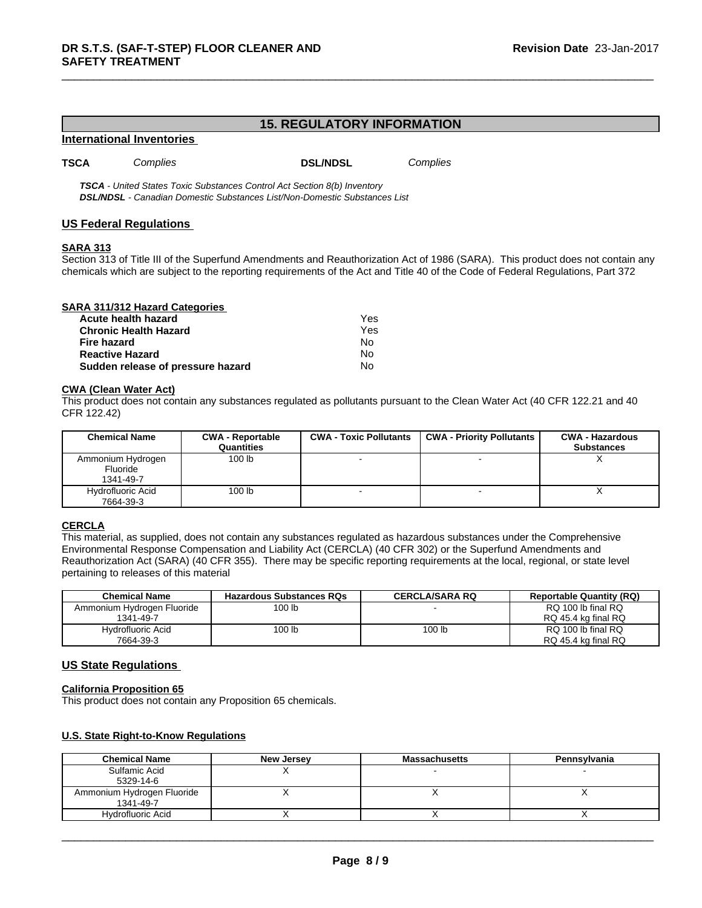## 15. REGULATORY INFORMATION

### International Inventories

**TSCA** *Complies* **DSL/NDSL** *Complies*

***TSCA*** *- United States Toxic Substances Control Act Section 8(b) Inventory*
***DSL/NDSL*** *- Canadian Domestic Substances List/Non-Domestic Substances List*

### US Federal Regulations

**SARA 313**
Section 313 of Title III of the Superfund Amendments and Reauthorization Act of 1986 (SARA). This product does not contain any chemicals which are subject to the reporting requirements of the Act and Title 40 of the Code of Federal Regulations, Part 372

**SARA 311/312 Hazard Categories**

| | |
|---|---|
| **Acute health hazard** | Yes |
| **Chronic Health Hazard** | Yes |
| **Fire hazard** | No |
| **Reactive Hazard** | No |
| **Sudden release of pressure hazard** | No |

**CWA (Clean Water Act)**
This product does not contain any substances regulated as pollutants pursuant to the Clean Water Act (40 CFR 122.21 and 40 CFR 122.42)

| Chemical Name | CWA - Reportable Quantities | CWA - Toxic Pollutants | CWA - Priority Pollutants | CWA - Hazardous Substances |
|---|---|---|---|---|
| Ammonium Hydrogen Fluoride 1341-49-7 | 100 lb | - | - | X |
| Hydrofluoric Acid 7664-39-3 | 100 lb | - | - | X |

**CERCLA**
This material, as supplied, does not contain any substances regulated as hazardous substances under the Comprehensive Environmental Response Compensation and Liability Act (CERCLA) (40 CFR 302) or the Superfund Amendments and Reauthorization Act (SARA) (40 CFR 355). There may be specific reporting requirements at the local, regional, or state level pertaining to releases of this material

| Chemical Name | Hazardous Substances RQs | CERCLA/SARA RQ | Reportable Quantity (RQ) |
|---|---|---|---|
| Ammonium Hydrogen Fluoride 1341-49-7 | 100 lb | - | RQ 100 lb final RQ RQ 45.4 kg final RQ |
| Hydrofluoric Acid 7664-39-3 | 100 lb | 100 lb | RQ 100 lb final RQ RQ 45.4 kg final RQ |

### US State Regulations

**California Proposition 65**
This product does not contain any Proposition 65 chemicals.

**U.S. State Right-to-Know Regulations**

| Chemical Name | New Jersey | Massachusetts | Pennsylvania |
|---|---|---|---|
| Sulfamic Acid 5329-14-6 | X | - | - |
| Ammonium Hydrogen Fluoride 1341-49-7 | X | X | X |
| Hydrofluoric Acid | X | X | X |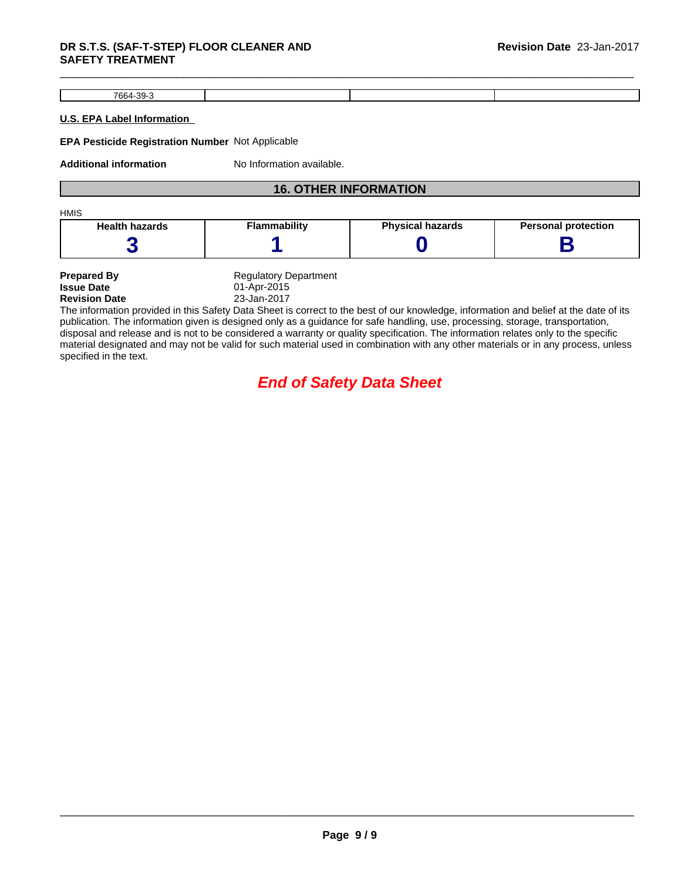| | | | |
|---|---|---|---|
| 7664-39-3 | | | |

**U.S. EPA Label Information**

**EPA Pesticide Registration Number** Not Applicable

**Additional information** No Information available.

## 16. OTHER INFORMATION

HMIS

| Health hazards | Flammability | Physical hazards | Personal protection |
|---|---|---|---|
| 3 | 1 | 0 | B |

**Prepared By** Regulatory Department
**Issue Date** 01-Apr-2015
**Revision Date** 23-Jan-2017

The information provided in this Safety Data Sheet is correct to the best of our knowledge, information and belief at the date of its publication. The information given is designed only as a guidance for safe handling, use, processing, storage, transportation, disposal and release and is not to be considered a warranty or quality specification. The information relates only to the specific material designated and may not be valid for such material used in combination with any other materials or in any process, unless specified in the text.

***End of Safety Data Sheet***